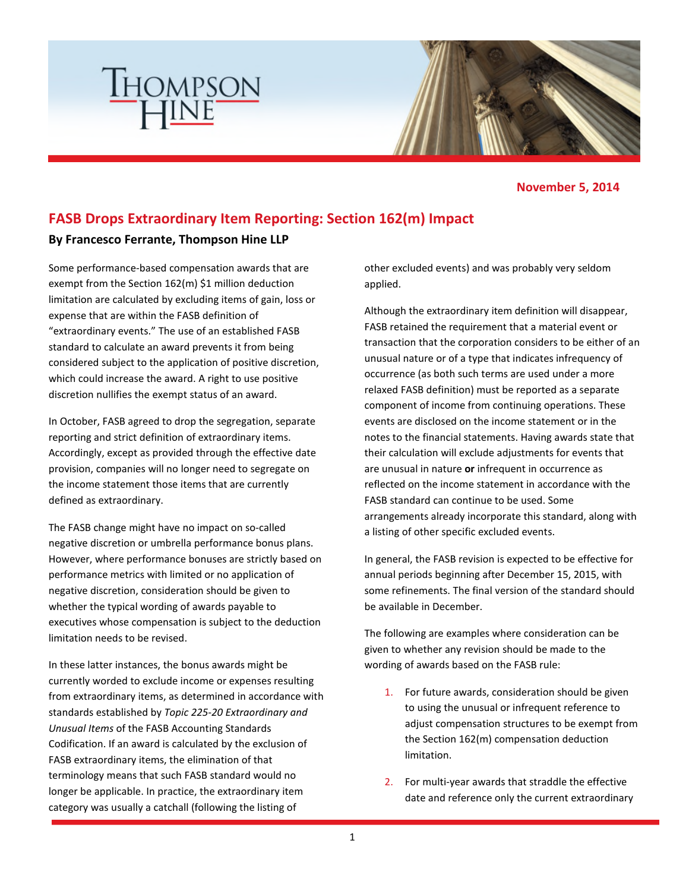November 5, 2014

# FASB Drops Extraordinary Item Reporting: Section 162(m) Impact

**By Francesco Ferrante, Thompson Hine LLP**

Some performance-based compensation awards that are exempt from the Section 162(m) $1 million deduction limitation are calculated by excluding items of gain, loss or expense that are within the FASB definition of "extraordinary events." The use of an established FASB standard to calculate an award prevents it from being considered subject to the application of positive discretion, which could increase the award. A right to use positive discretion nullifies the exempt status of an award.

In October, FASB agreed to drop the segregation, separate reporting and strict definition of extraordinary items. Accordingly, except as provided through the effective date provision, companies will no longer need to segregate on the income statement those items that are currently defined as extraordinary.

The FASB change might have no impact on so-called negative discretion or umbrella performance bonus plans. However, where performance bonuses are strictly based on performance metrics with limited or no application of negative discretion, consideration should be given to whether the typical wording of awards payable to executives whose compensation is subject to the deduction limitation needs to be revised.

In these latter instances, the bonus awards might be currently worded to exclude income or expenses resulting from extraordinary items, as determined in accordance with standards established by *Topic 225-20 Extraordinary and Unusual Items* of the FASB Accounting Standards Codification. If an award is calculated by the exclusion of FASB extraordinary items, the elimination of that terminology means that such FASB standard would no longer be applicable. In practice, the extraordinary item category was usually a catchall (following the listing of other excluded events) and was probably very seldom applied.

Although the extraordinary item definition will disappear, FASB retained the requirement that a material event or transaction that the corporation considers to be either of an unusual nature or of a type that indicates infrequency of occurrence (as both such terms are used under a more relaxed FASB definition) must be reported as a separate component of income from continuing operations. These events are disclosed on the income statement or in the notes to the financial statements. Having awards state that their calculation will exclude adjustments for events that are unusual in nature **or** infrequent in occurrence as reflected on the income statement in accordance with the FASB standard can continue to be used. Some arrangements already incorporate this standard, along with a listing of other specific excluded events.

In general, the FASB revision is expected to be effective for annual periods beginning after December 15, 2015, with some refinements. The final version of the standard should be available in December.

The following are examples where consideration can be given to whether any revision should be made to the wording of awards based on the FASB rule:

1. For future awards, consideration should be given to using the unusual or infrequent reference to adjust compensation structures to be exempt from the Section 162(m) compensation deduction limitation.
2. For multi-year awards that straddle the effective date and reference only the current extraordinary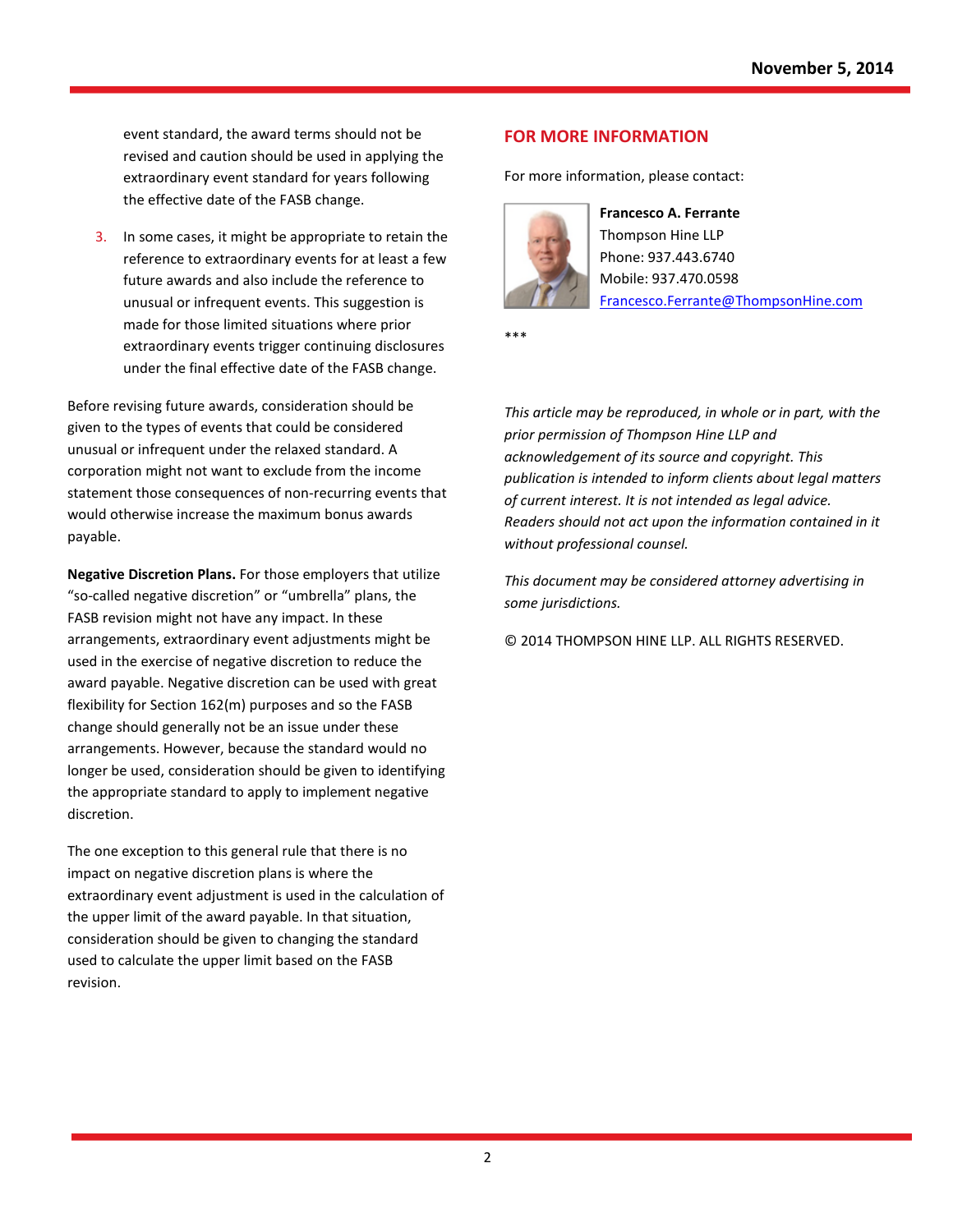event standard, the award terms should not be revised and caution should be used in applying the extraordinary event standard for years following the effective date of the FASB change.

3. In some cases, it might be appropriate to retain the reference to extraordinary events for at least a few future awards and also include the reference to unusual or infrequent events. This suggestion is made for those limited situations where prior extraordinary events trigger continuing disclosures under the final effective date of the FASB change.

Before revising future awards, consideration should be given to the types of events that could be considered unusual or infrequent under the relaxed standard. A corporation might not want to exclude from the income statement those consequences of non-recurring events that would otherwise increase the maximum bonus awards payable.

**Negative Discretion Plans.** For those employers that utilize "so-called negative discretion" or "umbrella" plans, the FASB revision might not have any impact. In these arrangements, extraordinary event adjustments might be used in the exercise of negative discretion to reduce the award payable. Negative discretion can be used with great flexibility for Section 162(m) purposes and so the FASB change should generally not be an issue under these arrangements. However, because the standard would no longer be used, consideration should be given to identifying the appropriate standard to apply to implement negative discretion.

The one exception to this general rule that there is no impact on negative discretion plans is where the extraordinary event adjustment is used in the calculation of the upper limit of the award payable. In that situation, consideration should be given to changing the standard used to calculate the upper limit based on the FASB revision.

## FOR MORE INFORMATION

For more information, please contact:

**Francesco A. Ferrante**
Thompson Hine LLP
Phone: 937.443.6740
Mobile: 937.470.0598
Francesco.Ferrante@ThompsonHine.com

***

*This article may be reproduced, in whole or in part, with the prior permission of Thompson Hine LLP and acknowledgement of its source and copyright. This publication is intended to inform clients about legal matters of current interest. It is not intended as legal advice. Readers should not act upon the information contained in it without professional counsel.*

*This document may be considered attorney advertising in some jurisdictions.*

© 2014 THOMPSON HINE LLP. ALL RIGHTS RESERVED.